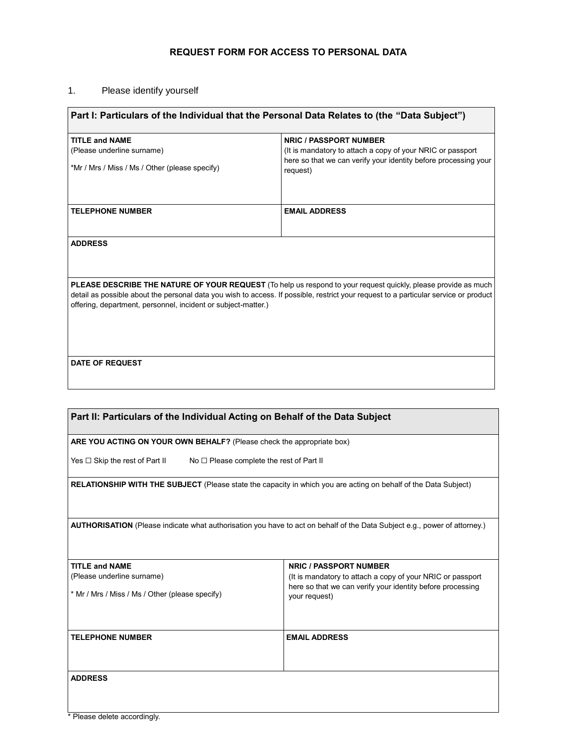# REQUEST FORM FOR ACCESS TO PERSONAL DATA

1. Please identify yourself

| **Part I: Particulars of the Individual that the Personal Data Relates to (the "Data Subject")** | |
|---|---|
| **TITLE and NAME**<br>(Please underline surname)<br><br>*Mr / Mrs / Miss / Ms / Other (please specify) | **NRIC / PASSPORT NUMBER**<br>(It is mandatory to attach a copy of your NRIC or passport here so that we can verify your identity before processing your request) |
| **TELEPHONE NUMBER** | **EMAIL ADDRESS** |
| **ADDRESS** | |
| **PLEASE DESCRIBE THE NATURE OF YOUR REQUEST** (To help us respond to your request quickly, please provide as much detail as possible about the personal data you wish to access. If possible, restrict your request to a particular service or product offering, department, personnel, incident or subject-matter.) | |
| **DATE OF REQUEST** | |

| **Part II: Particulars of the Individual Acting on Behalf of the Data Subject** | |
|---|---|
| **ARE YOU ACTING ON YOUR OWN BEHALF?** (Please check the appropriate box)<br><br>Yes ☐ Skip the rest of Part II     No ☐ Please complete the rest of Part II | |
| **RELATIONSHIP WITH THE SUBJECT** (Please state the capacity in which you are acting on behalf of the Data Subject) | |
| **AUTHORISATION** (Please indicate what authorisation you have to act on behalf of the Data Subject e.g., power of attorney.) | |
| **TITLE and NAME**<br>(Please underline surname)<br><br>* Mr / Mrs / Miss / Ms / Other (please specify) | **NRIC / PASSPORT NUMBER**<br>(It is mandatory to attach a copy of your NRIC or passport here so that we can verify your identity before processing your request) |
| **TELEPHONE NUMBER** | **EMAIL ADDRESS** |
| **ADDRESS** | |

* Please delete accordingly.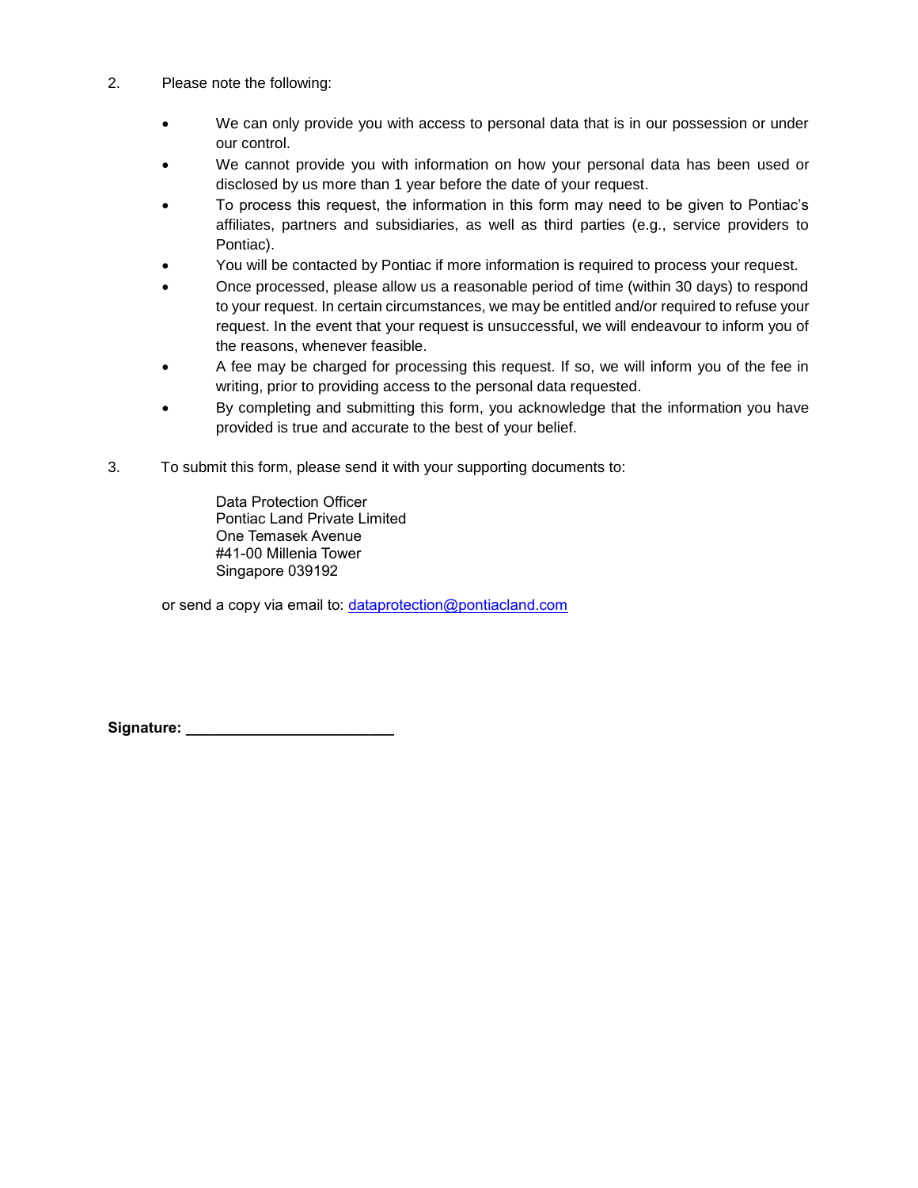2. Please note the following:

   - We can only provide you with access to personal data that is in our possession or under our control.
   - We cannot provide you with information on how your personal data has been used or disclosed by us more than 1 year before the date of your request.
   - To process this request, the information in this form may need to be given to Pontiac's affiliates, partners and subsidiaries, as well as third parties (e.g., service providers to Pontiac).
   - You will be contacted by Pontiac if more information is required to process your request.
   - Once processed, please allow us a reasonable period of time (within 30 days) to respond to your request. In certain circumstances, we may be entitled and/or required to refuse your request. In the event that your request is unsuccessful, we will endeavour to inform you of the reasons, whenever feasible.
   - A fee may be charged for processing this request. If so, we will inform you of the fee in writing, prior to providing access to the personal data requested.
   - By completing and submitting this form, you acknowledge that the information you have provided is true and accurate to the best of your belief.

3. To submit this form, please send it with your supporting documents to:

   Data Protection Officer
   Pontiac Land Private Limited
   One Temasek Avenue
   #41-00 Millenia Tower
   Singapore 039192

   or send a copy via email to: dataprotection@pontiacland.com

**Signature: ________________________**